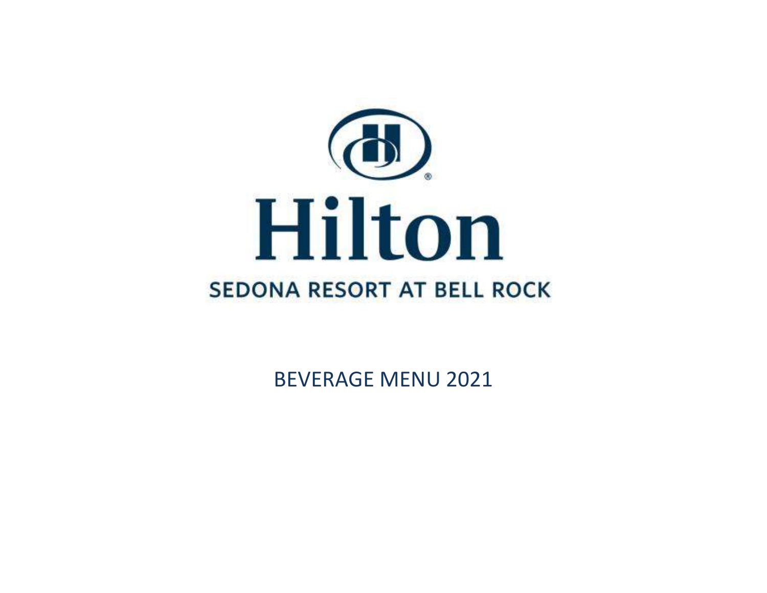# Hilton

## SEDONA RESORT AT BELL ROCK

BEVERAGE MENU 2021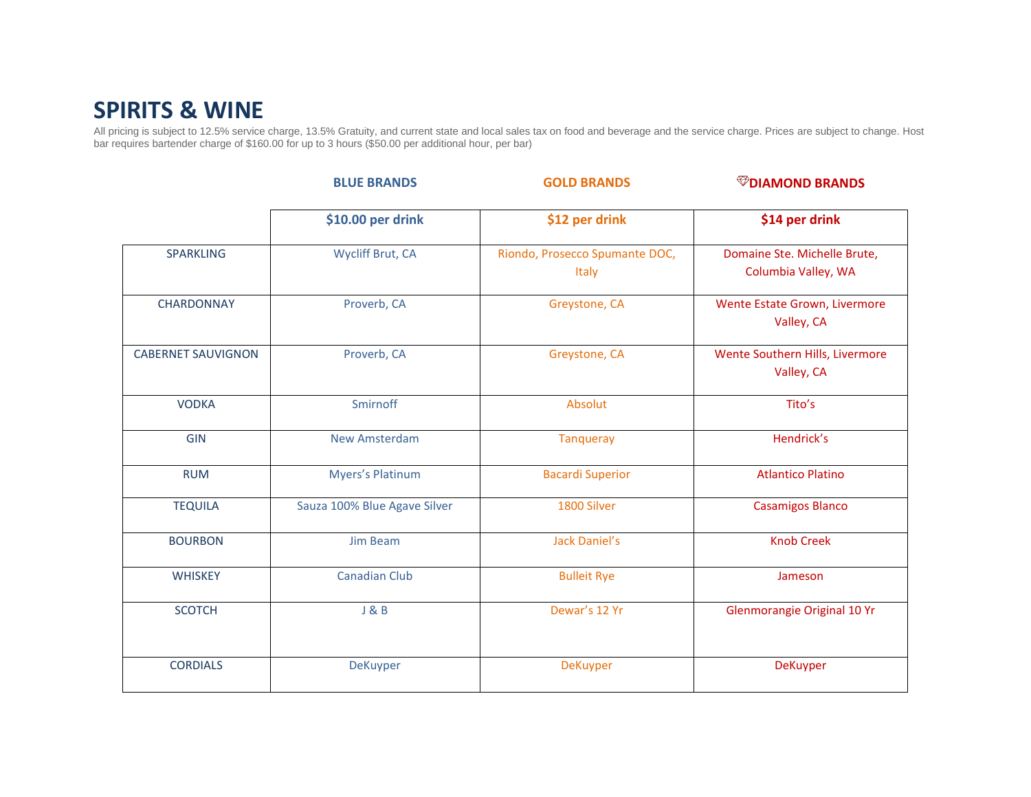# SPIRITS & WINE

All pricing is subject to 12.5% service charge, 13.5% Gratuity, and current state and local sales tax on food and beverage and the service charge. Prices are subject to change. Host bar requires bartender charge of $160.00 for up to 3 hours ($50.00 per additional hour, per bar)

| | BLUE BRANDS | GOLD BRANDS | DIAMOND BRANDS |
|---|---|---|---|
| | **$10.00 per drink** | **$12 per drink** | **$14 per drink** |
| SPARKLING | Wycliff Brut, CA | Riondo, Prosecco Spumante DOC, Italy | Domaine Ste. Michelle Brute, Columbia Valley, WA |
| CHARDONNAY | Proverb, CA | Greystone, CA | Wente Estate Grown, Livermore Valley, CA |
| CABERNET SAUVIGNON | Proverb, CA | Greystone, CA | Wente Southern Hills, Livermore Valley, CA |
| VODKA | Smirnoff | Absolut | Tito's |
| GIN | New Amsterdam | Tanqueray | Hendrick's |
| RUM | Myers's Platinum | Bacardi Superior | Atlantico Platino |
| TEQUILA | Sauza 100% Blue Agave Silver | 1800 Silver | Casamigos Blanco |
| BOURBON | Jim Beam | Jack Daniel's | Knob Creek |
| WHISKEY | Canadian Club | Bulleit Rye | Jameson |
| SCOTCH | J & B | Dewar's 12 Yr | Glenmorangie Original 10 Yr |
| CORDIALS | DeKuyper | DeKuyper | DeKuyper |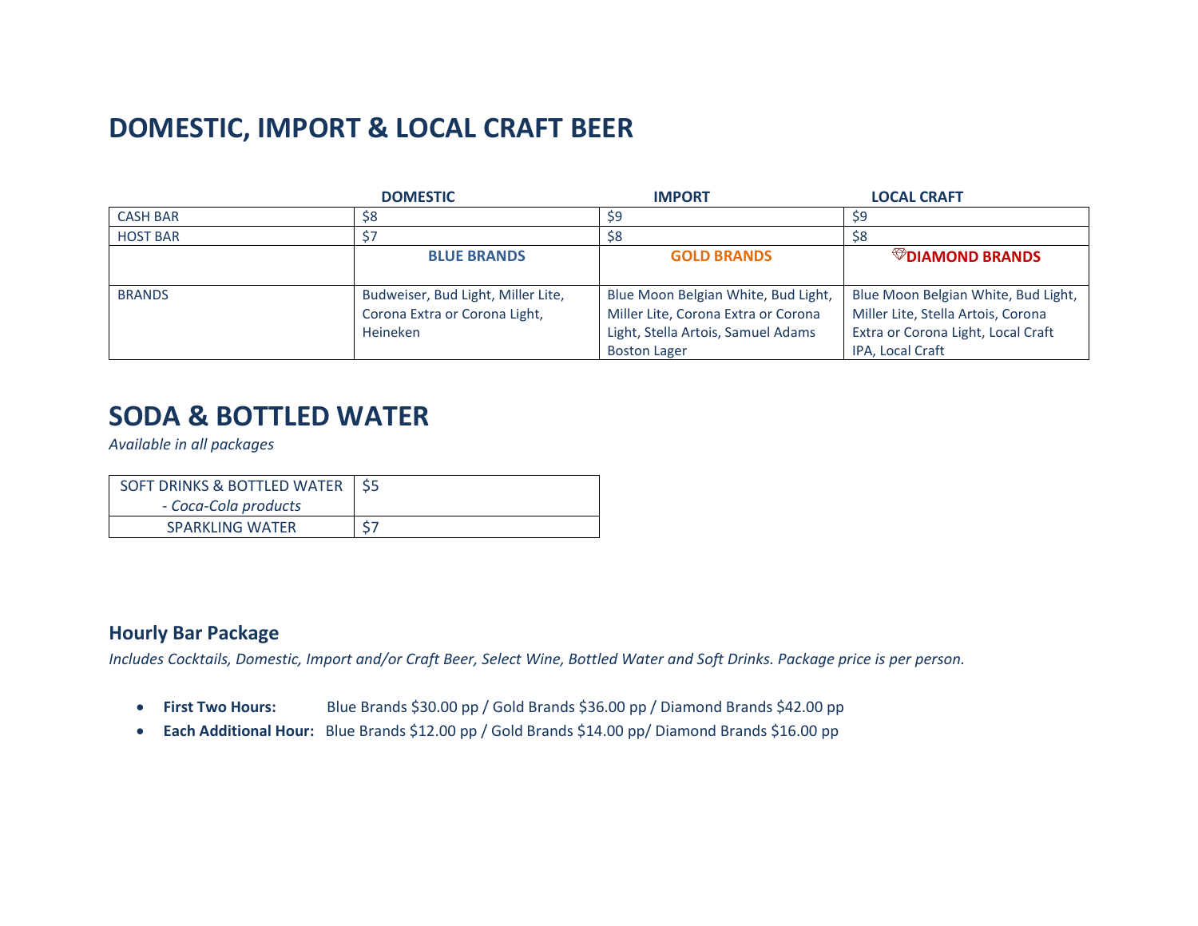# DOMESTIC, IMPORT & LOCAL CRAFT BEER

| | DOMESTIC | IMPORT | LOCAL CRAFT |
|---|---|---|---|
| CASH BAR | $8 | $9 | $9 |
| HOST BAR | $7 | $8 | $8 |
| | **BLUE BRANDS** | **GOLD BRANDS** | **DIAMOND BRANDS** |
| BRANDS | Budweiser, Bud Light, Miller Lite, Corona Extra or Corona Light, Heineken | Blue Moon Belgian White, Bud Light, Miller Lite, Corona Extra or Corona Light, Stella Artois, Samuel Adams Boston Lager | Blue Moon Belgian White, Bud Light, Miller Lite, Stella Artois, Corona Extra or Corona Light, Local Craft IPA, Local Craft |

# SODA & BOTTLED WATER

*Available in all packages*

| | |
|---|---|
| SOFT DRINKS & BOTTLED WATER *- Coca-Cola products* | $5 |
| SPARKLING WATER | $7 |

### Hourly Bar Package

*Includes Cocktails, Domestic, Import and/or Craft Beer, Select Wine, Bottled Water and Soft Drinks. Package price is per person.*

- **First Two Hours:** Blue Brands $30.00 pp / Gold Brands $36.00 pp / Diamond Brands $42.00 pp
- **Each Additional Hour:** Blue Brands $12.00 pp / Gold Brands $14.00 pp/ Diamond Brands $16.00 pp